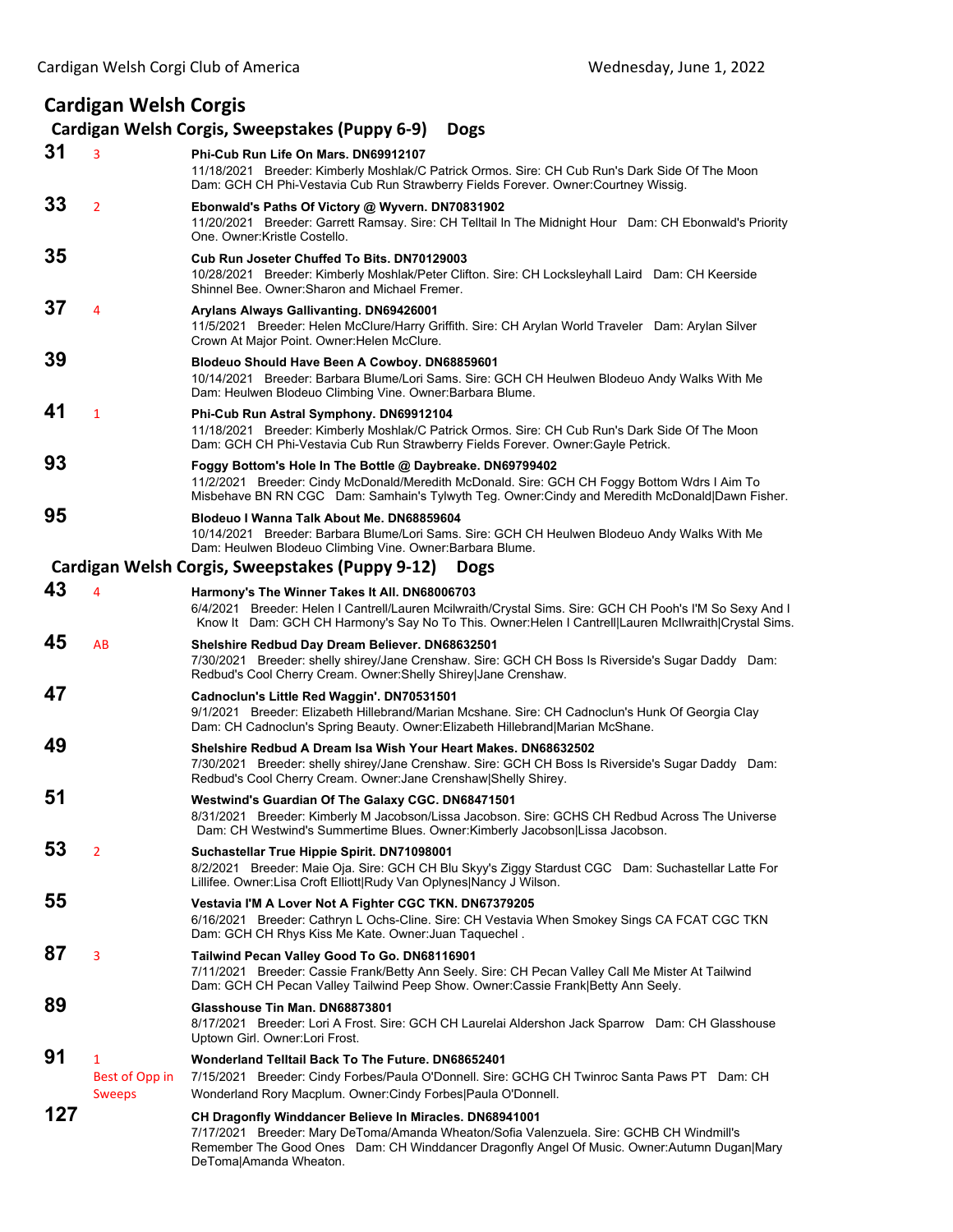Cardigan Welsh Corgi Club of America — Wednesday, June 1, 2022

# Cardigan Welsh Corgis

## Cardigan Welsh Corgis, Sweepstakes (Puppy 6-9) Dogs

**31** 3 **Phi-Cub Run Life On Mars. DN69912107**
11/18/2021 Breeder: Kimberly Moshlak/C Patrick Ormos. Sire: CH Cub Run's Dark Side Of The Moon Dam: GCH CH Phi-Vestavia Cub Run Strawberry Fields Forever. Owner:Courtney Wissig.

**33** 2 **Ebonwald's Paths Of Victory @ Wyvern. DN70831902**
11/20/2021 Breeder: Garrett Ramsay. Sire: CH Telltail In The Midnight Hour Dam: CH Ebonwald's Priority One. Owner:Kristle Costello.

**35** **Cub Run Joseter Chuffed To Bits. DN70129003**
10/28/2021 Breeder: Kimberly Moshlak/Peter Clifton. Sire: CH Locksleyhall Laird Dam: CH Keerside Shinnel Bee. Owner:Sharon and Michael Fremer.

**37** 4 **Arylans Always Gallivanting. DN69426001**
11/5/2021 Breeder: Helen McClure/Harry Griffith. Sire: CH Arylan World Traveler Dam: Arylan Silver Crown At Major Point. Owner:Helen McClure.

**39** **Blodeuo Should Have Been A Cowboy. DN68859601**
10/14/2021 Breeder: Barbara Blume/Lori Sams. Sire: GCH CH Heulwen Blodeuo Andy Walks With Me Dam: Heulwen Blodeuo Climbing Vine. Owner:Barbara Blume.

**41** 1 **Phi-Cub Run Astral Symphony. DN69912104**
11/18/2021 Breeder: Kimberly Moshlak/C Patrick Ormos. Sire: CH Cub Run's Dark Side Of The Moon Dam: GCH CH Phi-Vestavia Cub Run Strawberry Fields Forever. Owner:Gayle Petrick.

**93** **Foggy Bottom's Hole In The Bottle @ Daybreake. DN69799402**
11/2/2021 Breeder: Cindy McDonald/Meredith McDonald. Sire: GCH CH Foggy Bottom Wdrs I Aim To Misbehave BN RN CGC Dam: Samhain's Tylwyth Teg. Owner:Cindy and Meredith McDonald|Dawn Fisher.

**95** **Blodeuo I Wanna Talk About Me. DN68859604**
10/14/2021 Breeder: Barbara Blume/Lori Sams. Sire: GCH CH Heulwen Blodeuo Andy Walks With Me Dam: Heulwen Blodeuo Climbing Vine. Owner:Barbara Blume.

## Cardigan Welsh Corgis, Sweepstakes (Puppy 9-12) Dogs

**43** 4 **Harmony's The Winner Takes It All. DN68006703**
6/4/2021 Breeder: Helen I Cantrell/Lauren Mcilwraith/Crystal Sims. Sire: GCH CH Pooh's I'M So Sexy And I Know It Dam: GCH CH Harmony's Say No To This. Owner:Helen I Cantrell|Lauren McIlwraith|Crystal Sims.

**45** AB **Shelshire Redbud Day Dream Believer. DN68632501**
7/30/2021 Breeder: shelly shirey/Jane Crenshaw. Sire: GCH CH Boss Is Riverside's Sugar Daddy Dam: Redbud's Cool Cherry Cream. Owner:Shelly Shirey|Jane Crenshaw.

**47** **Cadnoclun's Little Red Waggin'. DN70531501**
9/1/2021 Breeder: Elizabeth Hillebrand/Marian Mcshane. Sire: CH Cadnoclun's Hunk Of Georgia Clay Dam: CH Cadnoclun's Spring Beauty. Owner:Elizabeth Hillebrand|Marian McShane.

**49** **Shelshire Redbud A Dream Isa Wish Your Heart Makes. DN68632502**
7/30/2021 Breeder: shelly shirey/Jane Crenshaw. Sire: GCH CH Boss Is Riverside's Sugar Daddy Dam: Redbud's Cool Cherry Cream. Owner:Jane Crenshaw|Shelly Shirey.

**51** **Westwind's Guardian Of The Galaxy CGC. DN68471501**
8/31/2021 Breeder: Kimberly M Jacobson/Lissa Jacobson. Sire: GCHS CH Redbud Across The Universe Dam: CH Westwind's Summertime Blues. Owner:Kimberly Jacobson|Lissa Jacobson.

**53** 2 **Suchastellar True Hippie Spirit. DN71098001**
8/2/2021 Breeder: Maie Oja. Sire: GCH CH Blu Skyy's Ziggy Stardust CGC Dam: Suchastellar Latte For Lillifee. Owner:Lisa Croft Elliott|Rudy Van Oplynes|Nancy J Wilson.

**55** **Vestavia I'M A Lover Not A Fighter CGC TKN. DN67379205**
6/16/2021 Breeder: Cathryn L Ochs-Cline. Sire: CH Vestavia When Smokey Sings CA FCAT CGC TKN Dam: GCH CH Rhys Kiss Me Kate. Owner:Juan Taquechel .

**87** 3 **Tailwind Pecan Valley Good To Go. DN68116901**
7/11/2021 Breeder: Cassie Frank/Betty Ann Seely. Sire: CH Pecan Valley Call Me Mister At Tailwind Dam: GCH CH Pecan Valley Tailwind Peep Show. Owner:Cassie Frank|Betty Ann Seely.

**89** **Glasshouse Tin Man. DN68873801**
8/17/2021 Breeder: Lori A Frost. Sire: GCH CH Laurelai Aldershon Jack Sparrow Dam: CH Glasshouse Uptown Girl. Owner:Lori Frost.

**91** 1 Best of Opp in Sweeps **Wonderland Telltail Back To The Future. DN68652401**
7/15/2021 Breeder: Cindy Forbes/Paula O'Donnell. Sire: GCHG CH Twinroc Santa Paws PT Dam: CH Wonderland Rory Macplum. Owner:Cindy Forbes|Paula O'Donnell.

**127** **CH Dragonfly Winddancer Believe In Miracles. DN68941001**
7/17/2021 Breeder: Mary DeToma/Amanda Wheaton/Sofia Valenzuela. Sire: GCHB CH Windmill's Remember The Good Ones Dam: CH Winddancer Dragonfly Angel Of Music. Owner:Autumn Dugan|Mary DeToma|Amanda Wheaton.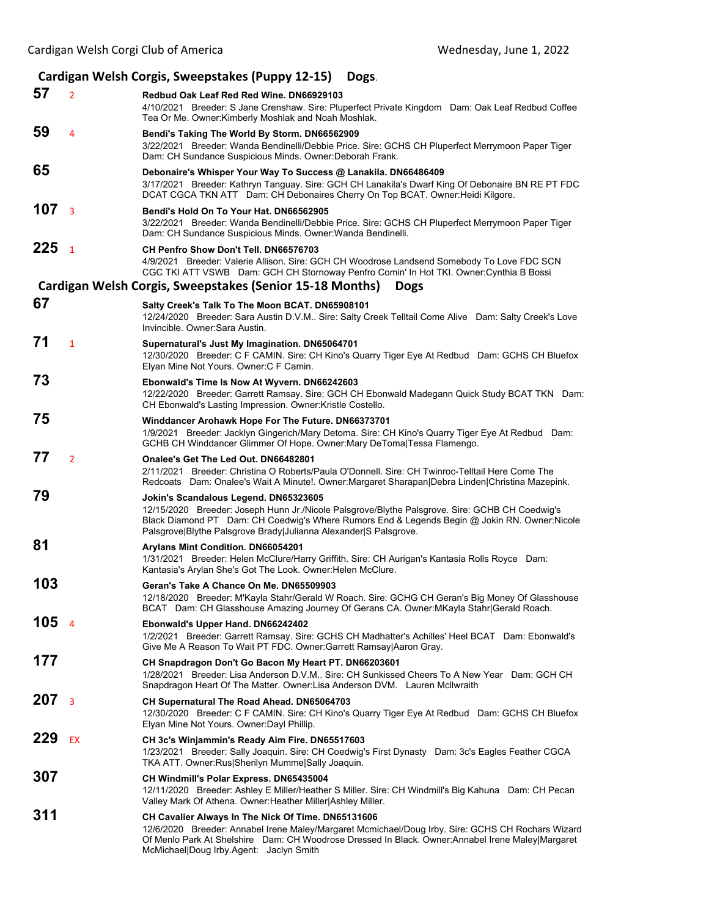## Cardigan Welsh Corgis, Sweepstakes (Puppy 12-15) Dogs.

**57** 2 **Redbud Oak Leaf Red Red Wine. DN66929103**
4/10/2021 Breeder: S Jane Crenshaw. Sire: Pluperfect Private Kingdom Dam: Oak Leaf Redbud Coffee Tea Or Me. Owner:Kimberly Moshlak and Noah Moshlak.

**59** 4 **Bendi's Taking The World By Storm. DN66562909**
3/22/2021 Breeder: Wanda Bendinelli/Debbie Price. Sire: GCHS CH Pluperfect Merrymoon Paper Tiger Dam: CH Sundance Suspicious Minds. Owner:Deborah Frank.

**65** **Debonaire's Whisper Your Way To Success @ Lanakila. DN66486409**
3/17/2021 Breeder: Kathryn Tanguay. Sire: GCH CH Lanakila's Dwarf King Of Debonaire BN RE PT FDC DCAT CGCA TKN ATT Dam: CH Debonaires Cherry On Top BCAT. Owner:Heidi Kilgore.

**107** 3 **Bendi's Hold On To Your Hat. DN66562905**
3/22/2021 Breeder: Wanda Bendinelli/Debbie Price. Sire: GCHS CH Pluperfect Merrymoon Paper Tiger Dam: CH Sundance Suspicious Minds. Owner:Wanda Bendinelli.

**225** 1 **CH Penfro Show Don't Tell. DN66576703**
4/9/2021 Breeder: Valerie Allison. Sire: GCH CH Woodrose Landsend Somebody To Love FDC SCN CGC TKI ATT VSWB Dam: GCH CH Stornoway Penfro Comin' In Hot TKI. Owner:Cynthia B Bossi

## Cardigan Welsh Corgis, Sweepstakes (Senior 15-18 Months) Dogs

**67** **Salty Creek's Talk To The Moon BCAT. DN65908101**
12/24/2020 Breeder: Sara Austin D.V.M.. Sire: Salty Creek Telltail Come Alive Dam: Salty Creek's Love Invincible. Owner:Sara Austin.

**71** 1 **Supernatural's Just My Imagination. DN65064701**
12/30/2020 Breeder: C F CAMIN. Sire: CH Kino's Quarry Tiger Eye At Redbud Dam: GCHS CH Bluefox Elyan Mine Not Yours. Owner:C F Camin.

**73** **Ebonwald's Time Is Now At Wyvern. DN66242603**
12/22/2020 Breeder: Garrett Ramsay. Sire: GCH CH Ebonwald Madegann Quick Study BCAT TKN Dam: CH Ebonwald's Lasting Impression. Owner:Kristle Costello.

**75** **Winddancer Arohawk Hope For The Future. DN66373701**
1/9/2021 Breeder: Jacklyn Gingerich/Mary Detoma. Sire: CH Kino's Quarry Tiger Eye At Redbud Dam: GCHB CH Winddancer Glimmer Of Hope. Owner:Mary DeToma|Tessa Flamengo.

**77** 2 **Onalee's Get The Led Out. DN66482801**
2/11/2021 Breeder: Christina O Roberts/Paula O'Donnell. Sire: CH Twinroc-Telltail Here Come The Redcoats Dam: Onalee's Wait A Minute!. Owner:Margaret Sharapan|Debra Linden|Christina Mazepink.

**79** **Jokin's Scandalous Legend. DN65323605**
12/15/2020 Breeder: Joseph Hunn Jr./Nicole Palsgrove/Blythe Palsgrove. Sire: GCHB CH Coedwig's Black Diamond PT Dam: CH Coedwig's Where Rumors End & Legends Begin @ Jokin RN. Owner:Nicole Palsgrove|Blythe Palsgrove Brady|Julianna Alexander|S Palsgrove.

**81** **Arylans Mint Condition. DN66054201**
1/31/2021 Breeder: Helen McClure/Harry Griffith. Sire: CH Aurigan's Kantasia Rolls Royce Dam: Kantasia's Arylan She's Got The Look. Owner:Helen McClure.

**103** **Geran's Take A Chance On Me. DN65509903**
12/18/2020 Breeder: M'Kayla Stahr/Gerald W Roach. Sire: GCHG CH Geran's Big Money Of Glasshouse BCAT Dam: CH Glasshouse Amazing Journey Of Gerans CA. Owner:MKayla Stahr|Gerald Roach.

**105** 4 **Ebonwald's Upper Hand. DN66242402**
1/2/2021 Breeder: Garrett Ramsay. Sire: GCHS CH Madhatter's Achilles' Heel BCAT Dam: Ebonwald's Give Me A Reason To Wait PT FDC. Owner:Garrett Ramsay|Aaron Gray.

**177** **CH Snapdragon Don't Go Bacon My Heart PT. DN66203601**
1/28/2021 Breeder: Lisa Anderson D.V.M.. Sire: CH Sunkissed Cheers To A New Year Dam: GCH CH Snapdragon Heart Of The Matter. Owner:Lisa Anderson DVM. Lauren Mcllwraith

**207** 3 **CH Supernatural The Road Ahead. DN65064703**
12/30/2020 Breeder: C F CAMIN. Sire: CH Kino's Quarry Tiger Eye At Redbud Dam: GCHS CH Bluefox Elyan Mine Not Yours. Owner:Dayl Phillip.

**229** EX **CH 3c's Winjammin's Ready Aim Fire. DN65517603**
1/23/2021 Breeder: Sally Joaquin. Sire: CH Coedwig's First Dynasty Dam: 3c's Eagles Feather CGCA TKA ATT. Owner:Rus|Sherilyn Mumme|Sally Joaquin.

**307** **CH Windmill's Polar Express. DN65435004**
12/11/2020 Breeder: Ashley E Miller/Heather S Miller. Sire: CH Windmill's Big Kahuna Dam: CH Pecan Valley Mark Of Athena. Owner:Heather Miller|Ashley Miller.

**311** **CH Cavalier Always In The Nick Of Time. DN65131606**
12/6/2020 Breeder: Annabel Irene Maley/Margaret Mcmichael/Doug Irby. Sire: GCHS CH Rochars Wizard Of Menlo Park At Shelshire Dam: CH Woodrose Dressed In Black. Owner:Annabel Irene Maley|Margaret McMichael|Doug Irby.Agent: Jaclyn Smith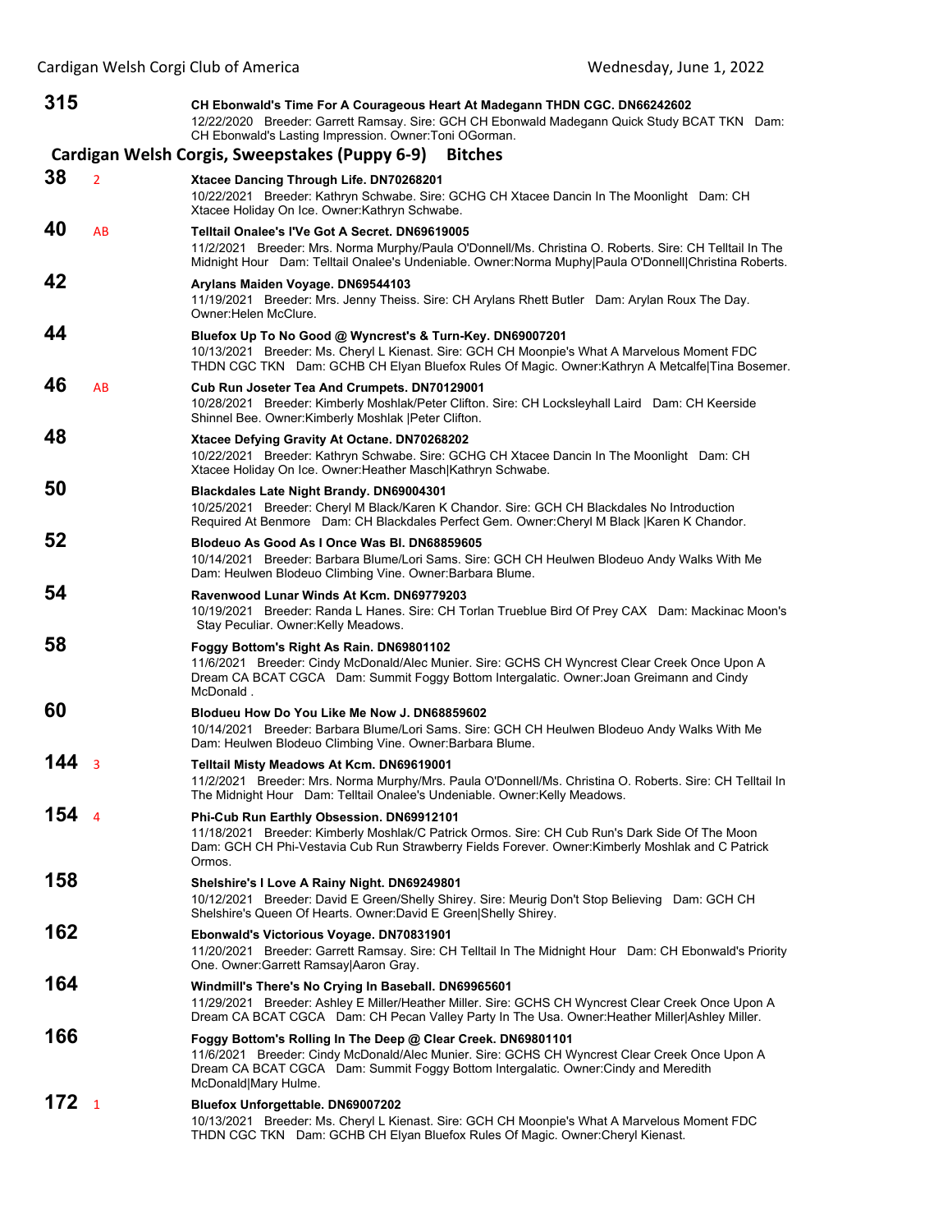**315** CH Ebonwald's Time For A Courageous Heart At Madegann THDN CGC. DN66242602
12/22/2020 Breeder: Garrett Ramsay. Sire: GCH CH Ebonwald Madegann Quick Study BCAT TKN Dam: CH Ebonwald's Lasting Impression. Owner:Toni OGorman.

## Cardigan Welsh Corgis, Sweepstakes (Puppy 6-9) Bitches

**38** 2 **Xtacee Dancing Through Life. DN70268201**
10/22/2021 Breeder: Kathryn Schwabe. Sire: GCHG CH Xtacee Dancin In The Moonlight Dam: CH Xtacee Holiday On Ice. Owner:Kathryn Schwabe.

**40** AB **Telltail Onalee's I'Ve Got A Secret. DN69619005**
11/2/2021 Breeder: Mrs. Norma Murphy/Paula O'Donnell/Ms. Christina O. Roberts. Sire: CH Telltail In The Midnight Hour Dam: Telltail Onalee's Undeniable. Owner:Norma Muphy|Paula O'Donnell|Christina Roberts.

**42** **Arylans Maiden Voyage. DN69544103**
11/19/2021 Breeder: Mrs. Jenny Theiss. Sire: CH Arylans Rhett Butler Dam: Arylan Roux The Day. Owner:Helen McClure.

**44** **Bluefox Up To No Good @ Wyncrest's & Turn-Key. DN69007201**
10/13/2021 Breeder: Ms. Cheryl L Kienast. Sire: GCH CH Moonpie's What A Marvelous Moment FDC THDN CGC TKN Dam: GCHB CH Elyan Bluefox Rules Of Magic. Owner:Kathryn A Metcalfe|Tina Bosemer.

**46** AB **Cub Run Joseter Tea And Crumpets. DN70129001**
10/28/2021 Breeder: Kimberly Moshlak/Peter Clifton. Sire: CH Locksleyhall Laird Dam: CH Keerside Shinnel Bee. Owner:Kimberly Moshlak |Peter Clifton.

**48** **Xtacee Defying Gravity At Octane. DN70268202**
10/22/2021 Breeder: Kathryn Schwabe. Sire: GCHG CH Xtacee Dancin In The Moonlight Dam: CH Xtacee Holiday On Ice. Owner:Heather Masch|Kathryn Schwabe.

**50** **Blackdales Late Night Brandy. DN69004301**
10/25/2021 Breeder: Cheryl M Black/Karen K Chandor. Sire: GCH CH Blackdales No Introduction Required At Benmore Dam: CH Blackdales Perfect Gem. Owner:Cheryl M Black |Karen K Chandor.

**52** **Blodeuo As Good As I Once Was Bl. DN68859605**
10/14/2021 Breeder: Barbara Blume/Lori Sams. Sire: GCH CH Heulwen Blodeuo Andy Walks With Me Dam: Heulwen Blodeuo Climbing Vine. Owner:Barbara Blume.

**54** **Ravenwood Lunar Winds At Kcm. DN69779203**
10/19/2021 Breeder: Randa L Hanes. Sire: CH Torlan Trueblue Bird Of Prey CAX Dam: Mackinac Moon's Stay Peculiar. Owner:Kelly Meadows.

**58** **Foggy Bottom's Right As Rain. DN69801102**
11/6/2021 Breeder: Cindy McDonald/Alec Munier. Sire: GCHS CH Wyncrest Clear Creek Once Upon A Dream CA BCAT CGCA Dam: Summit Foggy Bottom Intergalatic. Owner:Joan Greimann and Cindy McDonald .

**60** **Blodueu How Do You Like Me Now J. DN68859602**
10/14/2021 Breeder: Barbara Blume/Lori Sams. Sire: GCH CH Heulwen Blodeuo Andy Walks With Me Dam: Heulwen Blodeuo Climbing Vine. Owner:Barbara Blume.

**144** 3 **Telltail Misty Meadows At Kcm. DN69619001**
11/2/2021 Breeder: Mrs. Norma Murphy/Mrs. Paula O'Donnell/Ms. Christina O. Roberts. Sire: CH Telltail In The Midnight Hour Dam: Telltail Onalee's Undeniable. Owner:Kelly Meadows.

**154** 4 **Phi-Cub Run Earthly Obsession. DN69912101**
11/18/2021 Breeder: Kimberly Moshlak/C Patrick Ormos. Sire: CH Cub Run's Dark Side Of The Moon Dam: GCH CH Phi-Vestavia Cub Run Strawberry Fields Forever. Owner:Kimberly Moshlak and C Patrick Ormos.

**158** **Shelshire's I Love A Rainy Night. DN69249801**
10/12/2021 Breeder: David E Green/Shelly Shirey. Sire: Meurig Don't Stop Believing Dam: GCH CH Shelshire's Queen Of Hearts. Owner:David E Green|Shelly Shirey.

**162** **Ebonwald's Victorious Voyage. DN70831901**
11/20/2021 Breeder: Garrett Ramsay. Sire: CH Telltail In The Midnight Hour Dam: CH Ebonwald's Priority One. Owner:Garrett Ramsay|Aaron Gray.

**164** **Windmill's There's No Crying In Baseball. DN69965601**
11/29/2021 Breeder: Ashley E Miller/Heather Miller. Sire: GCHS CH Wyncrest Clear Creek Once Upon A Dream CA BCAT CGCA Dam: CH Pecan Valley Party In The Usa. Owner:Heather Miller|Ashley Miller.

**166** **Foggy Bottom's Rolling In The Deep @ Clear Creek. DN69801101**
11/6/2021 Breeder: Cindy McDonald/Alec Munier. Sire: GCHS CH Wyncrest Clear Creek Once Upon A Dream CA BCAT CGCA Dam: Summit Foggy Bottom Intergalatic. Owner:Cindy and Meredith McDonald|Mary Hulme.

**172** 1 **Bluefox Unforgettable. DN69007202**
10/13/2021 Breeder: Ms. Cheryl L Kienast. Sire: GCH CH Moonpie's What A Marvelous Moment FDC THDN CGC TKN Dam: GCHB CH Elyan Bluefox Rules Of Magic. Owner:Cheryl Kienast.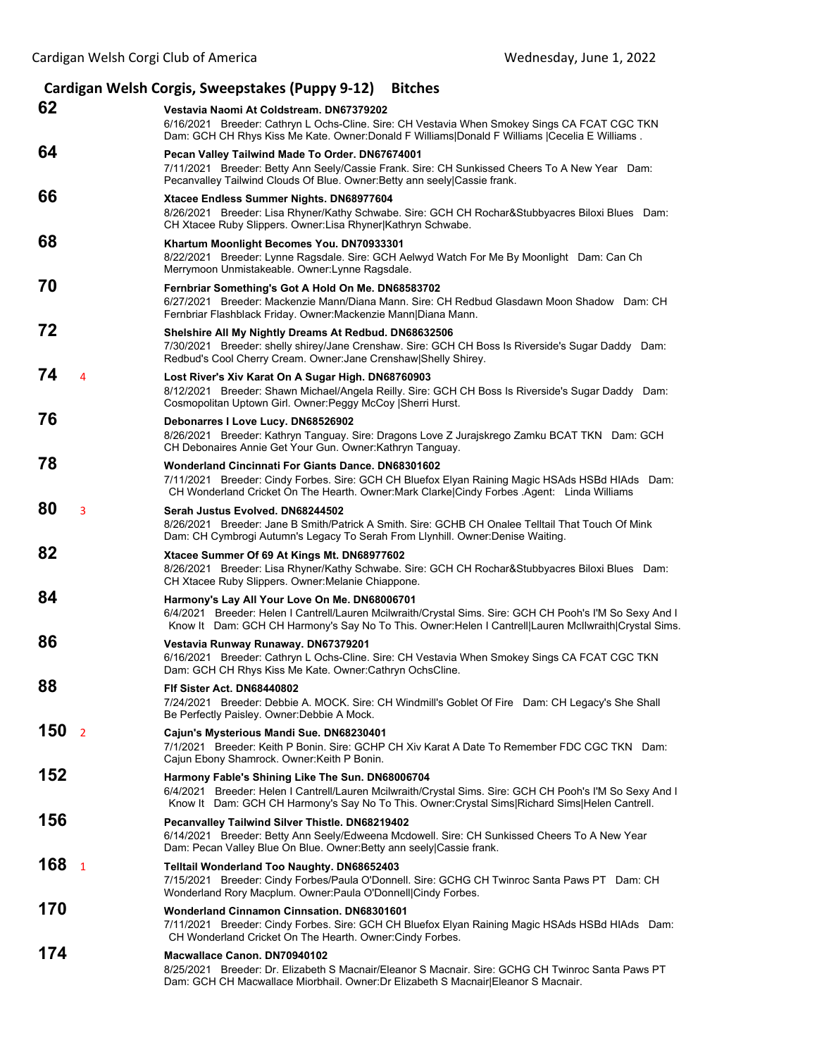## Cardigan Welsh Corgis, Sweepstakes (Puppy 9-12) Bitches

**62** **Vestavia Naomi At Coldstream. DN67379202**
6/16/2021 Breeder: Cathryn L Ochs-Cline. Sire: CH Vestavia When Smokey Sings CA FCAT CGC TKN Dam: GCH CH Rhys Kiss Me Kate. Owner:Donald F Williams|Donald F Williams |Cecelia E Williams .

**64** **Pecan Valley Tailwind Made To Order. DN67674001**
7/11/2021 Breeder: Betty Ann Seely/Cassie Frank. Sire: CH Sunkissed Cheers To A New Year Dam: Pecanvalley Tailwind Clouds Of Blue. Owner:Betty ann seely|Cassie frank.

**66** **Xtacee Endless Summer Nights. DN68977604**
8/26/2021 Breeder: Lisa Rhyner/Kathy Schwabe. Sire: GCH CH Rochar&Stubbyacres Biloxi Blues Dam: CH Xtacee Ruby Slippers. Owner:Lisa Rhyner|Kathryn Schwabe.

**68** **Khartum Moonlight Becomes You. DN70933301**
8/22/2021 Breeder: Lynne Ragsdale. Sire: GCH Aelwyd Watch For Me By Moonlight Dam: Can Ch Merrymoon Unmistakeable. Owner:Lynne Ragsdale.

**70** **Fernbriar Something's Got A Hold On Me. DN68583702**
6/27/2021 Breeder: Mackenzie Mann/Diana Mann. Sire: CH Redbud Glasdawn Moon Shadow Dam: CH Fernbriar Flashblack Friday. Owner:Mackenzie Mann|Diana Mann.

**72** **Shelshire All My Nightly Dreams At Redbud. DN68632506**
7/30/2021 Breeder: shelly shirey/Jane Crenshaw. Sire: GCH CH Boss Is Riverside's Sugar Daddy Dam: Redbud's Cool Cherry Cream. Owner:Jane Crenshaw|Shelly Shirey.

**74** 4 **Lost River's Xiv Karat On A Sugar High. DN68760903**
8/12/2021 Breeder: Shawn Michael/Angela Reilly. Sire: GCH CH Boss Is Riverside's Sugar Daddy Dam: Cosmopolitan Uptown Girl. Owner:Peggy McCoy |Sherri Hurst.

**76** **Debonarres I Love Lucy. DN68526902**
8/26/2021 Breeder: Kathryn Tanguay. Sire: Dragons Love Z Jurajskrego Zamku BCAT TKN Dam: GCH CH Debonaires Annie Get Your Gun. Owner:Kathryn Tanguay.

**78** **Wonderland Cincinnati For Giants Dance. DN68301602**
7/11/2021 Breeder: Cindy Forbes. Sire: GCH CH Bluefox Elyan Raining Magic HSAds HSBd HIAds Dam: CH Wonderland Cricket On The Hearth. Owner:Mark Clarke|Cindy Forbes .Agent: Linda Williams

**80** 3 **Serah Justus Evolved. DN68244502**
8/26/2021 Breeder: Jane B Smith/Patrick A Smith. Sire: GCHB CH Onalee Telltail That Touch Of Mink Dam: CH Cymbrogi Autumn's Legacy To Serah From Llynhill. Owner:Denise Waiting.

**82** **Xtacee Summer Of 69 At Kings Mt. DN68977602**
8/26/2021 Breeder: Lisa Rhyner/Kathy Schwabe. Sire: GCH CH Rochar&Stubbyacres Biloxi Blues Dam: CH Xtacee Ruby Slippers. Owner:Melanie Chiappone.

**84** **Harmony's Lay All Your Love On Me. DN68006701**
6/4/2021 Breeder: Helen I Cantrell/Lauren Mcilwraith/Crystal Sims. Sire: GCH CH Pooh's I'M So Sexy And I Know It Dam: GCH CH Harmony's Say No To This. Owner:Helen I Cantrell|Lauren McIlwraith|Crystal Sims.

**86** **Vestavia Runway Runaway. DN67379201**
6/16/2021 Breeder: Cathryn L Ochs-Cline. Sire: CH Vestavia When Smokey Sings CA FCAT CGC TKN Dam: GCH CH Rhys Kiss Me Kate. Owner:Cathryn OchsCline.

**88** **Flf Sister Act. DN68440802**
7/24/2021 Breeder: Debbie A. MOCK. Sire: CH Windmill's Goblet Of Fire Dam: CH Legacy's She Shall Be Perfectly Paisley. Owner:Debbie A Mock.

**150** 2 **Cajun's Mysterious Mandi Sue. DN68230401**
7/1/2021 Breeder: Keith P Bonin. Sire: GCHP CH Xiv Karat A Date To Remember FDC CGC TKN Dam: Cajun Ebony Shamrock. Owner:Keith P Bonin.

**152** **Harmony Fable's Shining Like The Sun. DN68006704**
6/4/2021 Breeder: Helen I Cantrell/Lauren Mcilwraith/Crystal Sims. Sire: GCH CH Pooh's I'M So Sexy And I Know It Dam: GCH CH Harmony's Say No To This. Owner:Crystal Sims|Richard Sims|Helen Cantrell.

**156** **Pecanvalley Tailwind Silver Thistle. DN68219402**
6/14/2021 Breeder: Betty Ann Seely/Edweena Mcdowell. Sire: CH Sunkissed Cheers To A New Year Dam: Pecan Valley Blue On Blue. Owner:Betty ann seely|Cassie frank.

**168** 1 **Telltail Wonderland Too Naughty. DN68652403**
7/15/2021 Breeder: Cindy Forbes/Paula O'Donnell. Sire: GCHG CH Twinroc Santa Paws PT Dam: CH Wonderland Rory Macplum. Owner:Paula O'Donnell|Cindy Forbes.

**170** **Wonderland Cinnamon Cinnsation. DN68301601**
7/11/2021 Breeder: Cindy Forbes. Sire: GCH CH Bluefox Elyan Raining Magic HSAds HSBd HIAds Dam: CH Wonderland Cricket On The Hearth. Owner:Cindy Forbes.

**174** **Macwallace Canon. DN70940102**
8/25/2021 Breeder: Dr. Elizabeth S Macnair/Eleanor S Macnair. Sire: GCHG CH Twinroc Santa Paws PT Dam: GCH CH Macwallace Miorbhail. Owner:Dr Elizabeth S Macnair|Eleanor S Macnair.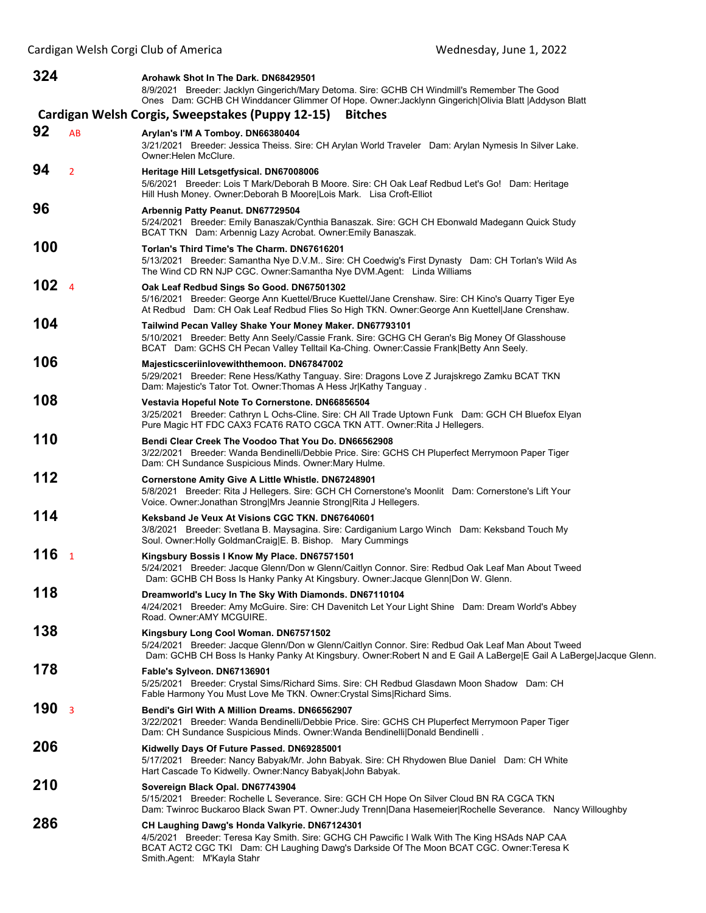**324** **Arohawk Shot In The Dark. DN68429501**
8/9/2021 Breeder: Jacklyn Gingerich/Mary Detoma. Sire: GCHB CH Windmill's Remember The Good Ones Dam: GCHB CH Winddancer Glimmer Of Hope. Owner:Jacklynn Gingerich|Olivia Blatt |Addyson Blatt

## Cardigan Welsh Corgis, Sweepstakes (Puppy 12-15) Bitches

**92** AB **Arylan's I'M A Tomboy. DN66380404**
3/21/2021 Breeder: Jessica Theiss. Sire: CH Arylan World Traveler Dam: Arylan Nymesis In Silver Lake. Owner:Helen McClure.

**94** 2 **Heritage Hill Letsgetfysical. DN67008006**
5/6/2021 Breeder: Lois T Mark/Deborah B Moore. Sire: CH Oak Leaf Redbud Let's Go! Dam: Heritage Hill Hush Money. Owner:Deborah B Moore|Lois Mark. Lisa Croft-Elliot

**96** **Arbennig Patty Peanut. DN67729504**
5/24/2021 Breeder: Emily Banaszak/Cynthia Banaszak. Sire: GCH CH Ebonwald Madegann Quick Study BCAT TKN Dam: Arbennig Lazy Acrobat. Owner:Emily Banaszak.

**100** **Torlan's Third Time's The Charm. DN67616201**
5/13/2021 Breeder: Samantha Nye D.V.M.. Sire: CH Coedwig's First Dynasty Dam: CH Torlan's Wild As The Wind CD RN NJP CGC. Owner:Samantha Nye DVM.Agent: Linda Williams

**102** 4 **Oak Leaf Redbud Sings So Good. DN67501302**
5/16/2021 Breeder: George Ann Kuettel/Bruce Kuettel/Jane Crenshaw. Sire: CH Kino's Quarry Tiger Eye At Redbud Dam: CH Oak Leaf Redbud Flies So High TKN. Owner:George Ann Kuettel|Jane Crenshaw.

**104** **Tailwind Pecan Valley Shake Your Money Maker. DN67793101**
5/10/2021 Breeder: Betty Ann Seely/Cassie Frank. Sire: GCHG CH Geran's Big Money Of Glasshouse BCAT Dam: GCHS CH Pecan Valley Telltail Ka-Ching. Owner:Cassie Frank|Betty Ann Seely.

**106** **Majesticsceriinlovewiththemoon. DN67847002**
5/29/2021 Breeder: Rene Hess/Kathy Tanguay. Sire: Dragons Love Z Jurajskrego Zamku BCAT TKN Dam: Majestic's Tator Tot. Owner:Thomas A Hess Jr|Kathy Tanguay .

**108** **Vestavia Hopeful Note To Cornerstone. DN66856504**
3/25/2021 Breeder: Cathryn L Ochs-Cline. Sire: CH All Trade Uptown Funk Dam: GCH CH Bluefox Elyan Pure Magic HT FDC CAX3 FCAT6 RATO CGCA TKN ATT. Owner:Rita J Hellegers.

**110** **Bendi Clear Creek The Voodoo That You Do. DN66562908**
3/22/2021 Breeder: Wanda Bendinelli/Debbie Price. Sire: GCHS CH Pluperfect Merrymoon Paper Tiger Dam: CH Sundance Suspicious Minds. Owner:Mary Hulme.

**112** **Cornerstone Amity Give A Little Whistle. DN67248901**
5/8/2021 Breeder: Rita J Hellegers. Sire: GCH CH Cornerstone's Moonlit Dam: Cornerstone's Lift Your Voice. Owner:Jonathan Strong|Mrs Jeannie Strong|Rita J Hellegers.

**114** **Keksband Je Veux At Visions CGC TKN. DN67640601**
3/8/2021 Breeder: Svetlana B. Maysagina. Sire: Cardiganium Largo Winch Dam: Keksband Touch My Soul. Owner:Holly GoldmanCraig|E. B. Bishop. Mary Cummings

**116** 1 **Kingsbury Bossis I Know My Place. DN67571501**
5/24/2021 Breeder: Jacque Glenn/Don w Glenn/Caitlyn Connor. Sire: Redbud Oak Leaf Man About Tweed Dam: GCHB CH Boss Is Hanky Panky At Kingsbury. Owner:Jacque Glenn|Don W. Glenn.

**118** **Dreamworld's Lucy In The Sky With Diamonds. DN67110104**
4/24/2021 Breeder: Amy McGuire. Sire: CH Davenitch Let Your Light Shine Dam: Dream World's Abbey Road. Owner:AMY MCGUIRE.

**138** **Kingsbury Long Cool Woman. DN67571502**
5/24/2021 Breeder: Jacque Glenn/Don w Glenn/Caitlyn Connor. Sire: Redbud Oak Leaf Man About Tweed Dam: GCHB CH Boss Is Hanky Panky At Kingsbury. Owner:Robert N and E Gail A LaBerge|E Gail A LaBerge|Jacque Glenn.

**178** **Fable's Sylveon. DN67136901**
5/25/2021 Breeder: Crystal Sims/Richard Sims. Sire: CH Redbud Glasdawn Moon Shadow Dam: CH Fable Harmony You Must Love Me TKN. Owner:Crystal Sims|Richard Sims.

**190** 3 **Bendi's Girl With A Million Dreams. DN66562907**
3/22/2021 Breeder: Wanda Bendinelli/Debbie Price. Sire: GCHS CH Pluperfect Merrymoon Paper Tiger Dam: CH Sundance Suspicious Minds. Owner:Wanda Bendinelli|Donald Bendinelli .

**206** **Kidwelly Days Of Future Passed. DN69285001**
5/17/2021 Breeder: Nancy Babyak/Mr. John Babyak. Sire: CH Rhydowen Blue Daniel Dam: CH White Hart Cascade To Kidwelly. Owner:Nancy Babyak|John Babyak.

**210** **Sovereign Black Opal. DN67743904**
5/15/2021 Breeder: Rochelle L Severance. Sire: GCH CH Hope On Silver Cloud BN RA CGCA TKN Dam: Twinroc Buckaroo Black Swan PT. Owner:Judy Trenn|Dana Hasemeier|Rochelle Severance. Nancy Willoughby

**286** **CH Laughing Dawg's Honda Valkyrie. DN67124301**
4/5/2021 Breeder: Teresa Kay Smith. Sire: GCHG CH Pawcific I Walk With The King HSAds NAP CAA BCAT ACT2 CGC TKI Dam: CH Laughing Dawg's Darkside Of The Moon BCAT CGC. Owner:Teresa K Smith.Agent: M'Kayla Stahr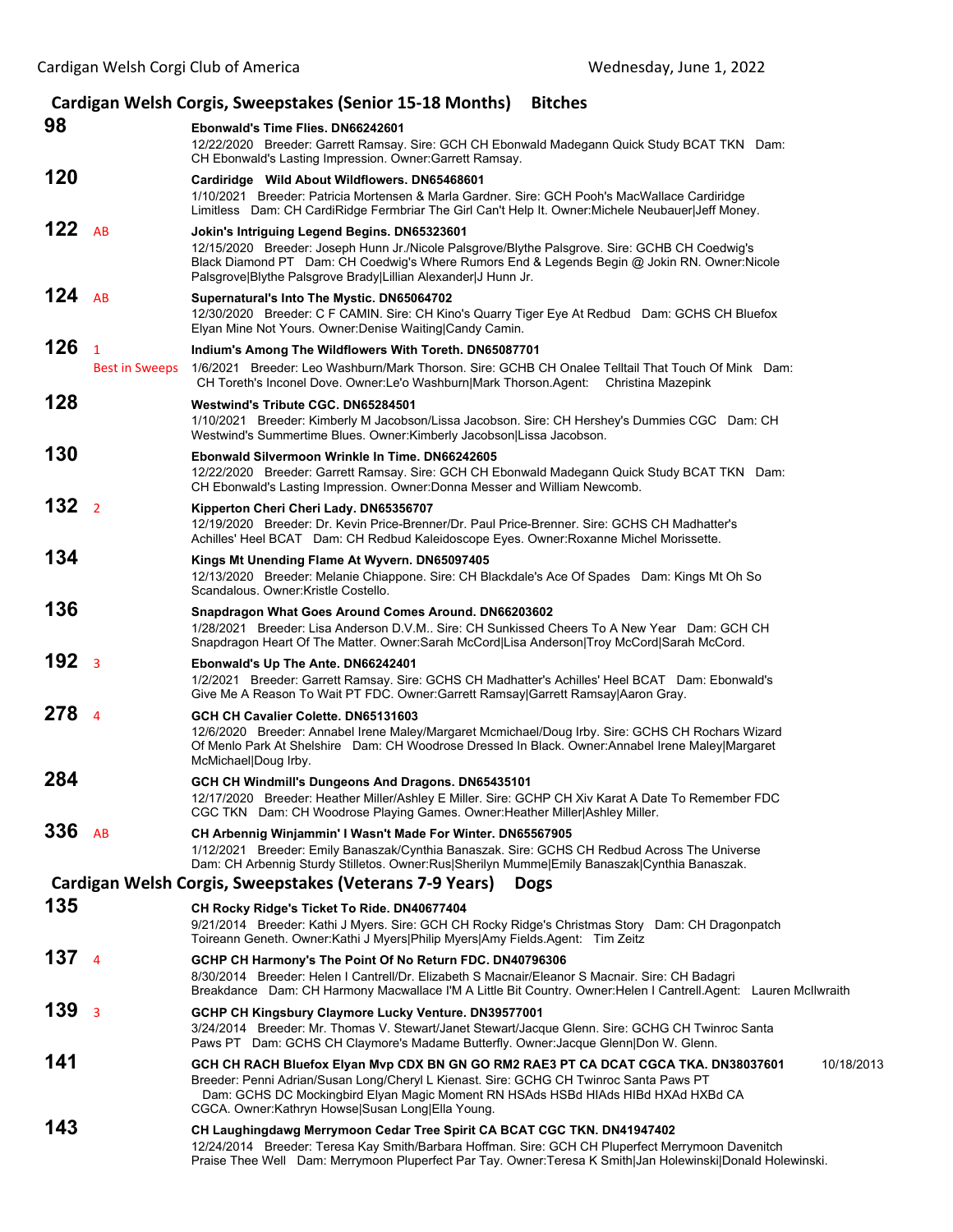## Cardigan Welsh Corgis, Sweepstakes (Senior 15-18 Months) Bitches

**98**
**Ebonwald's Time Flies. DN66242601**
12/22/2020 Breeder: Garrett Ramsay. Sire: GCH CH Ebonwald Madegann Quick Study BCAT TKN Dam: CH Ebonwald's Lasting Impression. Owner:Garrett Ramsay.

**120**
**Cardiridge Wild About Wildflowers. DN65468601**
1/10/2021 Breeder: Patricia Mortensen & Marla Gardner. Sire: GCH Pooh's MacWallace Cardiridge Limitless Dam: CH CardiRidge Fermbriar The Girl Can't Help It. Owner:Michele Neubauer|Jeff Money.

**122** AB
**Jokin's Intriguing Legend Begins. DN65323601**
12/15/2020 Breeder: Joseph Hunn Jr./Nicole Palsgrove/Blythe Palsgrove. Sire: GCHB CH Coedwig's Black Diamond PT Dam: CH Coedwig's Where Rumors End & Legends Begin @ Jokin RN. Owner:Nicole Palsgrove|Blythe Palsgrove Brady|Lillian Alexander|J Hunn Jr.

**124** AB
**Supernatural's Into The Mystic. DN65064702**
12/30/2020 Breeder: C F CAMIN. Sire: CH Kino's Quarry Tiger Eye At Redbud Dam: GCHS CH Bluefox Elyan Mine Not Yours. Owner:Denise Waiting|Candy Camin.

**126** 1 Best in Sweeps
**Indium's Among The Wildflowers With Toreth. DN65087701**
1/6/2021 Breeder: Leo Washburn/Mark Thorson. Sire: GCHB CH Onalee Telltail That Touch Of Mink Dam: CH Toreth's Inconel Dove. Owner:Le'o Washburn|Mark Thorson.Agent: Christina Mazepink

**128**
**Westwind's Tribute CGC. DN65284501**
1/10/2021 Breeder: Kimberly M Jacobson/Lissa Jacobson. Sire: CH Hershey's Dummies CGC Dam: CH Westwind's Summertime Blues. Owner:Kimberly Jacobson|Lissa Jacobson.

**130**
**Ebonwald Silvermoon Wrinkle In Time. DN66242605**
12/22/2020 Breeder: Garrett Ramsay. Sire: GCH CH Ebonwald Madegann Quick Study BCAT TKN Dam: CH Ebonwald's Lasting Impression. Owner:Donna Messer and William Newcomb.

**132** 2
**Kipperton Cheri Cheri Lady. DN65356707**
12/19/2020 Breeder: Dr. Kevin Price-Brenner/Dr. Paul Price-Brenner. Sire: GCHS CH Madhatter's Achilles' Heel BCAT Dam: CH Redbud Kaleidoscope Eyes. Owner:Roxanne Michel Morissette.

**134**
**Kings Mt Unending Flame At Wyvern. DN65097405**
12/13/2020 Breeder: Melanie Chiappone. Sire: CH Blackdale's Ace Of Spades Dam: Kings Mt Oh So Scandalous. Owner:Kristle Costello.

**136**
**Snapdragon What Goes Around Comes Around. DN66203602**
1/28/2021 Breeder: Lisa Anderson D.V.M.. Sire: CH Sunkissed Cheers To A New Year Dam: GCH CH Snapdragon Heart Of The Matter. Owner:Sarah McCord|Lisa Anderson|Troy McCord|Sarah McCord.

**192** 3
**Ebonwald's Up The Ante. DN66242401**
1/2/2021 Breeder: Garrett Ramsay. Sire: GCHS CH Madhatter's Achilles' Heel BCAT Dam: Ebonwald's Give Me A Reason To Wait PT FDC. Owner:Garrett Ramsay|Garrett Ramsay|Aaron Gray.

**278** 4
**GCH CH Cavalier Colette. DN65131603**
12/6/2020 Breeder: Annabel Irene Maley/Margaret Mcmichael/Doug Irby. Sire: GCHS CH Rochars Wizard Of Menlo Park At Shelshire Dam: CH Woodrose Dressed In Black. Owner:Annabel Irene Maley|Margaret McMichael|Doug Irby.

**284**
**GCH CH Windmill's Dungeons And Dragons. DN65435101**
12/17/2020 Breeder: Heather Miller/Ashley E Miller. Sire: GCHP CH Xiv Karat A Date To Remember FDC CGC TKN Dam: CH Woodrose Playing Games. Owner:Heather Miller|Ashley Miller.

**336** AB
**CH Arbennig Winjammin' I Wasn't Made For Winter. DN65567905**
1/12/2021 Breeder: Emily Banaszak/Cynthia Banaszak. Sire: GCHS CH Redbud Across The Universe Dam: CH Arbennig Sturdy Stilletos. Owner:Rus|Sherilyn Mumme|Emily Banaszak|Cynthia Banaszak.

## Cardigan Welsh Corgis, Sweepstakes (Veterans 7-9 Years) Dogs

**135**
**CH Rocky Ridge's Ticket To Ride. DN40677404**
9/21/2014 Breeder: Kathi J Myers. Sire: GCH CH Rocky Ridge's Christmas Story Dam: CH Dragonpatch Toireann Geneth. Owner:Kathi J Myers|Philip Myers|Amy Fields.Agent: Tim Zeitz

**137** 4
**GCHP CH Harmony's The Point Of No Return FDC. DN40796306**
8/30/2014 Breeder: Helen I Cantrell/Dr. Elizabeth S Macnair/Eleanor S Macnair. Sire: CH Badagri Breakdance Dam: CH Harmony Macwallace I'M A Little Bit Country. Owner:Helen I Cantrell.Agent: Lauren McIlwraith

**139** 3
**GCHP CH Kingsbury Claymore Lucky Venture. DN39577001**
3/24/2014 Breeder: Mr. Thomas V. Stewart/Janet Stewart/Jacque Glenn. Sire: GCHG CH Twinroc Santa Paws PT Dam: GCHS CH Claymore's Madame Butterfly. Owner:Jacque Glenn|Don W. Glenn.

**141**
**GCH CH RACH Bluefox Elyan Mvp CDX BN GN GO RM2 RAE3 PT CA DCAT CGCA TKA. DN38037601** 10/18/2013
Breeder: Penni Adrian/Susan Long/Cheryl L Kienast. Sire: GCHG CH Twinroc Santa Paws PT Dam: GCHS DC Mockingbird Elyan Magic Moment RN HSAds HSBd HIAds HIBd HXAd HXBd CA CGCA. Owner:Kathryn Howse|Susan Long|Ella Young.

**143**
**CH Laughingdawg Merrymoon Cedar Tree Spirit CA BCAT CGC TKN. DN41947402**
12/24/2014 Breeder: Teresa Kay Smith/Barbara Hoffman. Sire: GCH CH Pluperfect Merrymoon Davenitch Praise Thee Well Dam: Merrymoon Pluperfect Par Tay. Owner:Teresa K Smith|Jan Holewinski|Donald Holewinski.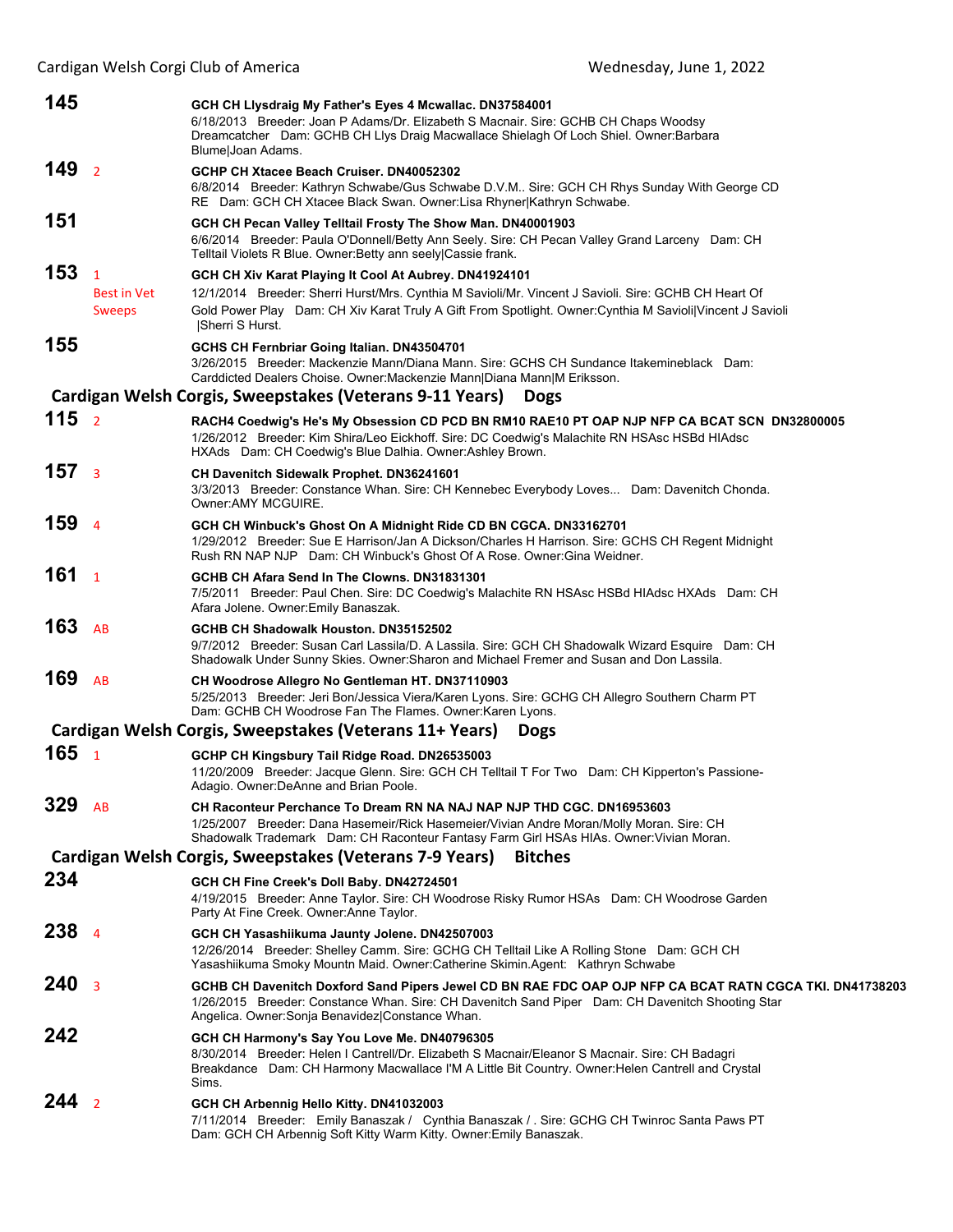**145** GCH CH Llysdraig My Father's Eyes 4 Mcwallac. DN37584001
6/18/2013 Breeder: Joan P Adams/Dr. Elizabeth S Macnair. Sire: GCHB CH Chaps Woodsy Dreamcatcher Dam: GCHB CH Llys Draig Macwallace Shielagh Of Loch Shiel. Owner:Barbara Blume|Joan Adams.

**149** 2 **GCHP CH Xtacee Beach Cruiser. DN40052302**
6/8/2014 Breeder: Kathryn Schwabe/Gus Schwabe D.V.M.. Sire: GCH CH Rhys Sunday With George CD RE Dam: GCH CH Xtacee Black Swan. Owner:Lisa Rhyner|Kathryn Schwabe.

**151** **GCH CH Pecan Valley Telltail Frosty The Show Man. DN40001903**
6/6/2014 Breeder: Paula O'Donnell/Betty Ann Seely. Sire: CH Pecan Valley Grand Larceny Dam: CH Telltail Violets R Blue. Owner:Betty ann seely|Cassie frank.

**153** 1 Best in Vet Sweeps **GCH CH Xiv Karat Playing It Cool At Aubrey. DN41924101**
12/1/2014 Breeder: Sherri Hurst/Mrs. Cynthia M Savioli/Mr. Vincent J Savioli. Sire: GCHB CH Heart Of Gold Power Play Dam: CH Xiv Karat Truly A Gift From Spotlight. Owner:Cynthia M Savioli|Vincent J Savioli |Sherri S Hurst.

**155** **GCHS CH Fernbriar Going Italian. DN43504701**
3/26/2015 Breeder: Mackenzie Mann/Diana Mann. Sire: GCHS CH Sundance Itakemineblack Dam: Carddicted Dealers Choise. Owner:Mackenzie Mann|Diana Mann|M Eriksson.

## Cardigan Welsh Corgis, Sweepstakes (Veterans 9-11 Years) Dogs

**115** 2 **RACH4 Coedwig's He's My Obsession CD PCD BN RM10 RAE10 PT OAP NJP NFP CA BCAT SCN DN32800005**
1/26/2012 Breeder: Kim Shira/Leo Eickhoff. Sire: DC Coedwig's Malachite RN HSAsc HSBd HIAdsc HXAds Dam: CH Coedwig's Blue Dalhia. Owner:Ashley Brown.

**157** 3 **CH Davenitch Sidewalk Prophet. DN36241601**
3/3/2013 Breeder: Constance Whan. Sire: CH Kennebec Everybody Loves... Dam: Davenitch Chonda. Owner:AMY MCGUIRE.

**159** 4 **GCH CH Winbuck's Ghost On A Midnight Ride CD BN CGCA. DN33162701**
1/29/2012 Breeder: Sue E Harrison/Jan A Dickson/Charles H Harrison. Sire: GCHS CH Regent Midnight Rush RN NAP NJP Dam: CH Winbuck's Ghost Of A Rose. Owner:Gina Weidner.

**161** 1 **GCHB CH Afara Send In The Clowns. DN31831301**
7/5/2011 Breeder: Paul Chen. Sire: DC Coedwig's Malachite RN HSAsc HSBd HIAdsc HXAds Dam: CH Afara Jolene. Owner:Emily Banaszak.

**163** AB **GCHB CH Shadowalk Houston. DN35152502**
9/7/2012 Breeder: Susan Carl Lassila/D. A Lassila. Sire: GCH CH Shadowalk Wizard Esquire Dam: CH Shadowalk Under Sunny Skies. Owner:Sharon and Michael Fremer and Susan and Don Lassila.

**169** AB **CH Woodrose Allegro No Gentleman HT. DN37110903**
5/25/2013 Breeder: Jeri Bon/Jessica Viera/Karen Lyons. Sire: GCHG CH Allegro Southern Charm PT Dam: GCHB CH Woodrose Fan The Flames. Owner:Karen Lyons.

## Cardigan Welsh Corgis, Sweepstakes (Veterans 11+ Years) Dogs

**165** 1 **GCHP CH Kingsbury Tail Ridge Road. DN26535003**
11/20/2009 Breeder: Jacque Glenn. Sire: GCH CH Telltail T For Two Dam: CH Kipperton's Passione-Adagio. Owner:DeAnne and Brian Poole.

**329** AB **CH Raconteur Perchance To Dream RN NA NAJ NAP NJP THD CGC. DN16953603**
1/25/2007 Breeder: Dana Hasemeir/Rick Hasemeier/Vivian Andre Moran/Molly Moran. Sire: CH Shadowalk Trademark Dam: CH Raconteur Fantasy Farm Girl HSAs HIAs. Owner:Vivian Moran.

## Cardigan Welsh Corgis, Sweepstakes (Veterans 7-9 Years) Bitches

**234** **GCH CH Fine Creek's Doll Baby. DN42724501**
4/19/2015 Breeder: Anne Taylor. Sire: CH Woodrose Risky Rumor HSAs Dam: CH Woodrose Garden Party At Fine Creek. Owner:Anne Taylor.

**238** 4 **GCH CH Yasashiikuma Jaunty Jolene. DN42507003**
12/26/2014 Breeder: Shelley Camm. Sire: GCHG CH Telltail Like A Rolling Stone Dam: GCH CH Yasashiikuma Smoky Mountn Maid. Owner:Catherine Skimin.Agent: Kathryn Schwabe

**240** 3 **GCHB CH Davenitch Doxford Sand Pipers Jewel CD BN RAE FDC OAP OJP NFP CA BCAT RATN CGCA TKI. DN41738203**
1/26/2015 Breeder: Constance Whan. Sire: CH Davenitch Sand Piper Dam: CH Davenitch Shooting Star Angelica. Owner:Sonja Benavidez|Constance Whan.

**242** **GCH CH Harmony's Say You Love Me. DN40796305**
8/30/2014 Breeder: Helen I Cantrell/Dr. Elizabeth S Macnair/Eleanor S Macnair. Sire: CH Badagri Breakdance Dam: CH Harmony Macwallace I'M A Little Bit Country. Owner:Helen Cantrell and Crystal Sims.

**244** 2 **GCH CH Arbennig Hello Kitty. DN41032003**
7/11/2014 Breeder: Emily Banaszak / Cynthia Banaszak / . Sire: GCHG CH Twinroc Santa Paws PT Dam: GCH CH Arbennig Soft Kitty Warm Kitty. Owner:Emily Banaszak.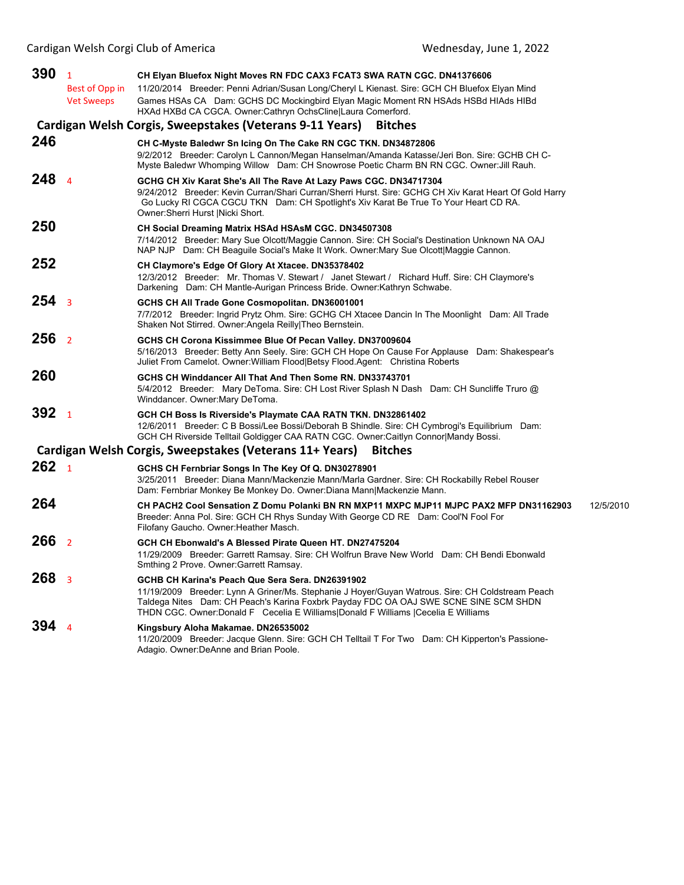**390** 1 Best of Opp in Vet Sweeps

**CH Elyan Bluefox Night Moves RN FDC CAX3 FCAT3 SWA RATN CGC. DN41376606**
11/20/2014 Breeder: Penni Adrian/Susan Long/Cheryl L Kienast. Sire: GCH CH Bluefox Elyan Mind Games HSAs CA Dam: GCHS DC Mockingbird Elyan Magic Moment RN HSAds HSBd HIAds HIBd HXAd HXBd CA CGCA. Owner:Cathryn OchsCline|Laura Comerford.

## Cardigan Welsh Corgis, Sweepstakes (Veterans 9-11 Years) Bitches

**246**

**CH C-Myste Baledwr Sn Icing On The Cake RN CGC TKN. DN34872806**
9/2/2012 Breeder: Carolyn L Cannon/Megan Hanselman/Amanda Katasse/Jeri Bon. Sire: GCHB CH C-Myste Baledwr Whomping Willow Dam: CH Snowrose Poetic Charm BN RN CGC. Owner:Jill Rauh.

**248** 4

**GCHG CH Xiv Karat She's All The Rave At Lazy Paws CGC. DN34717304**
9/24/2012 Breeder: Kevin Curran/Shari Curran/Sherri Hurst. Sire: GCHG CH Xiv Karat Heart Of Gold Harry Go Lucky RI CGCA CGCU TKN Dam: CH Spotlight's Xiv Karat Be True To Your Heart CD RA. Owner:Sherri Hurst |Nicki Short.

**250**

**CH Social Dreaming Matrix HSAd HSAsM CGC. DN34507308**
7/14/2012 Breeder: Mary Sue Olcott/Maggie Cannon. Sire: CH Social's Destination Unknown NA OAJ NAP NJP Dam: CH Beaguile Social's Make It Work. Owner:Mary Sue Olcott|Maggie Cannon.

**252**

**CH Claymore's Edge Of Glory At Xtacee. DN35378402**
12/3/2012 Breeder: Mr. Thomas V. Stewart / Janet Stewart / Richard Huff. Sire: CH Claymore's Darkening Dam: CH Mantle-Aurigan Princess Bride. Owner:Kathryn Schwabe.

**254** 3

**GCHS CH All Trade Gone Cosmopolitan. DN36001001**
7/7/2012 Breeder: Ingrid Prytz Ohm. Sire: GCHG CH Xtacee Dancin In The Moonlight Dam: All Trade Shaken Not Stirred. Owner:Angela Reilly|Theo Bernstein.

**256** 2

**GCHS CH Corona Kissimmee Blue Of Pecan Valley. DN37009604**
5/16/2013 Breeder: Betty Ann Seely. Sire: GCH CH Hope On Cause For Applause Dam: Shakespear's Juliet From Camelot. Owner:William Flood|Betsy Flood.Agent: Christina Roberts

**260**

**GCHS CH Winddancer All That And Then Some RN. DN33743701**
5/4/2012 Breeder: Mary DeToma. Sire: CH Lost River Splash N Dash Dam: CH Suncliffe Truro @ Winddancer. Owner:Mary DeToma.

**392** 1

**GCH CH Boss Is Riverside's Playmate CAA RATN TKN. DN32861402**
12/6/2011 Breeder: C B Bossi/Lee Bossi/Deborah B Shindle. Sire: CH Cymbrogi's Equilibrium Dam: GCH CH Riverside Telltail Goldigger CAA RATN CGC. Owner:Caitlyn Connor|Mandy Bossi.

## Cardigan Welsh Corgis, Sweepstakes (Veterans 11+ Years) Bitches

**262** 1

**GCHS CH Fernbriar Songs In The Key Of Q. DN30278901**
3/25/2011 Breeder: Diana Mann/Mackenzie Mann/Marla Gardner. Sire: CH Rockabilly Rebel Rouser Dam: Fernbriar Monkey Be Monkey Do. Owner:Diana Mann|Mackenzie Mann.

**264**

**CH PACH2 Cool Sensation Z Domu Polanki BN RN MXP11 MXPC MJP11 MJPC PAX2 MFP DN31162903** 12/5/2010
Breeder: Anna Pol. Sire: GCH CH Rhys Sunday With George CD RE Dam: Cool'N Fool For Filofany Gaucho. Owner:Heather Masch.

**266** 2

**GCH CH Ebonwald's A Blessed Pirate Queen HT. DN27475204**
11/29/2009 Breeder: Garrett Ramsay. Sire: CH Wolfrun Brave New World Dam: CH Bendi Ebonwald Smthing 2 Prove. Owner:Garrett Ramsay.

**268** 3

**GCHB CH Karina's Peach Que Sera Sera. DN26391902**
11/19/2009 Breeder: Lynn A Griner/Ms. Stephanie J Hoyer/Guyan Watrous. Sire: CH Coldstream Peach Taldega Nites Dam: CH Peach's Karina Foxbrk Payday FDC OA OAJ SWE SCNE SINE SCM SHDN THDN CGC. Owner:Donald F Cecelia E Williams|Donald F Williams |Cecelia E Williams

**394** 4

**Kingsbury Aloha Makamae. DN26535002**
11/20/2009 Breeder: Jacque Glenn. Sire: GCH CH Telltail T For Two Dam: CH Kipperton's Passione-Adagio. Owner:DeAnne and Brian Poole.